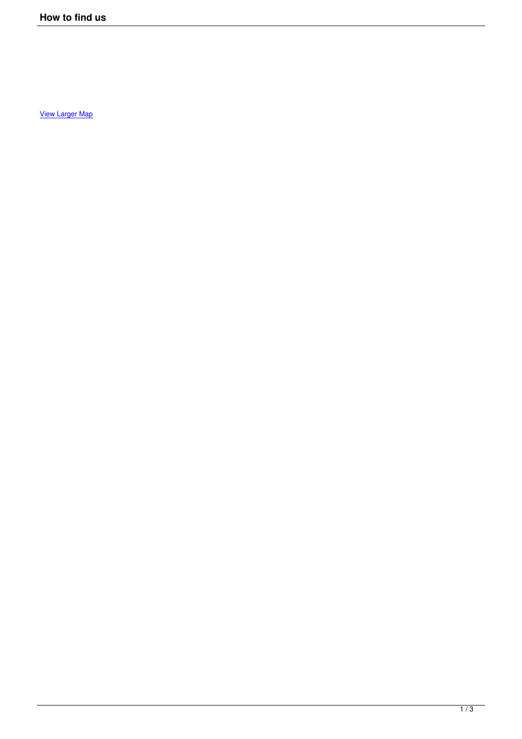# How to find us

[View Larger Map]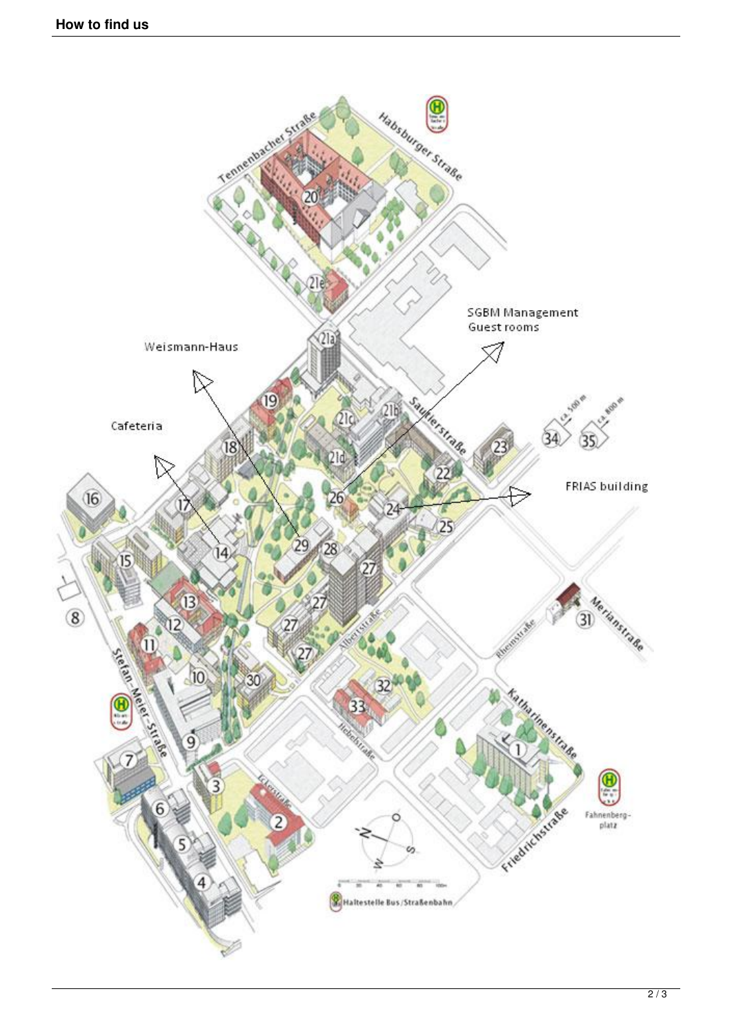## How to find us